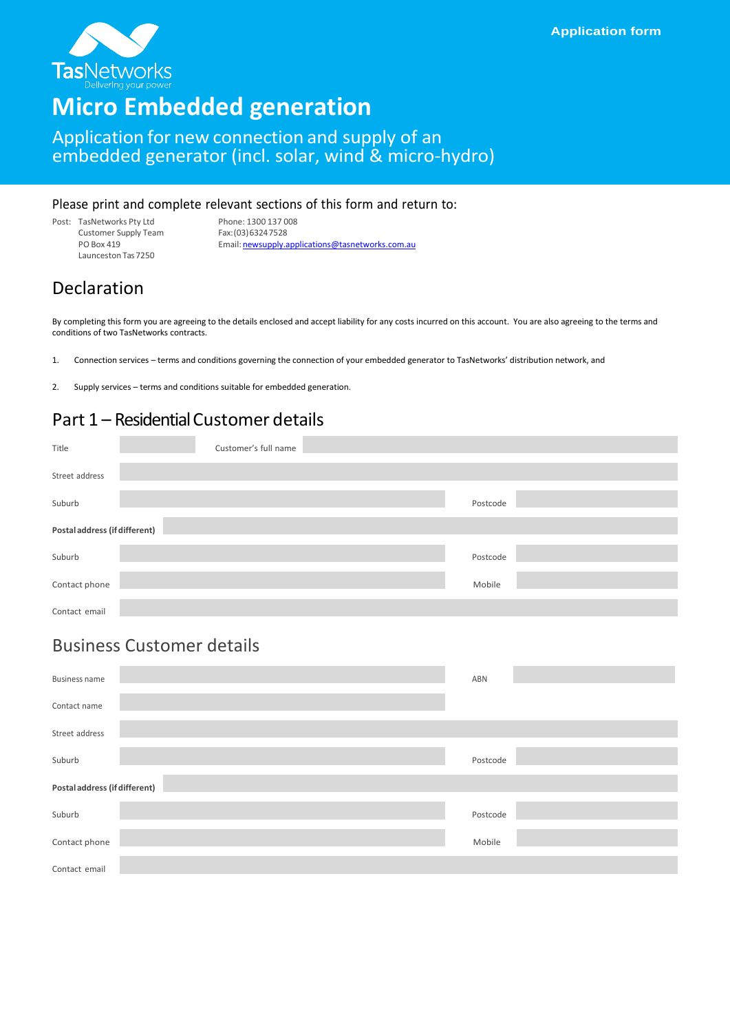Application form

TasNetworks
Delivering your power

# Micro Embedded generation

## Application for new connection and supply of an embedded generator (incl. solar, wind & micro-hydro)

Please print and complete relevant sections of this form and return to:

Post: TasNetworks Pty Ltd
Customer Supply Team
PO Box 419
Launceston Tas 7250

Phone: 1300 137 008
Fax: (03) 6324 7528
Email: newsupply.applications@tasnetworks.com.au

## Declaration

By completing this form you are agreeing to the details enclosed and accept liability for any costs incurred on this account. You are also agreeing to the terms and conditions of two TasNetworks contracts.

1. Connection services – terms and conditions governing the connection of your embedded generator to TasNetworks' distribution network, and
2. Supply services – terms and conditions suitable for embedded generation.

## Part 1 – Residential Customer details

| | | | |
|---|---|---|---|
| Title | | Customer's full name | |
| Street address | | | |
| Suburb | | Postcode | |
| **Postal address (if different)** | | | |
| Suburb | | Postcode | |
| Contact phone | | Mobile | |
| Contact email | | | |

## Business Customer details

| | | | |
|---|---|---|---|
| Business name | | ABN | |
| Contact name | | | |
| Street address | | | |
| Suburb | | Postcode | |
| **Postal address (if different)** | | | |
| Suburb | | Postcode | |
| Contact phone | | Mobile | |
| Contact email | | | |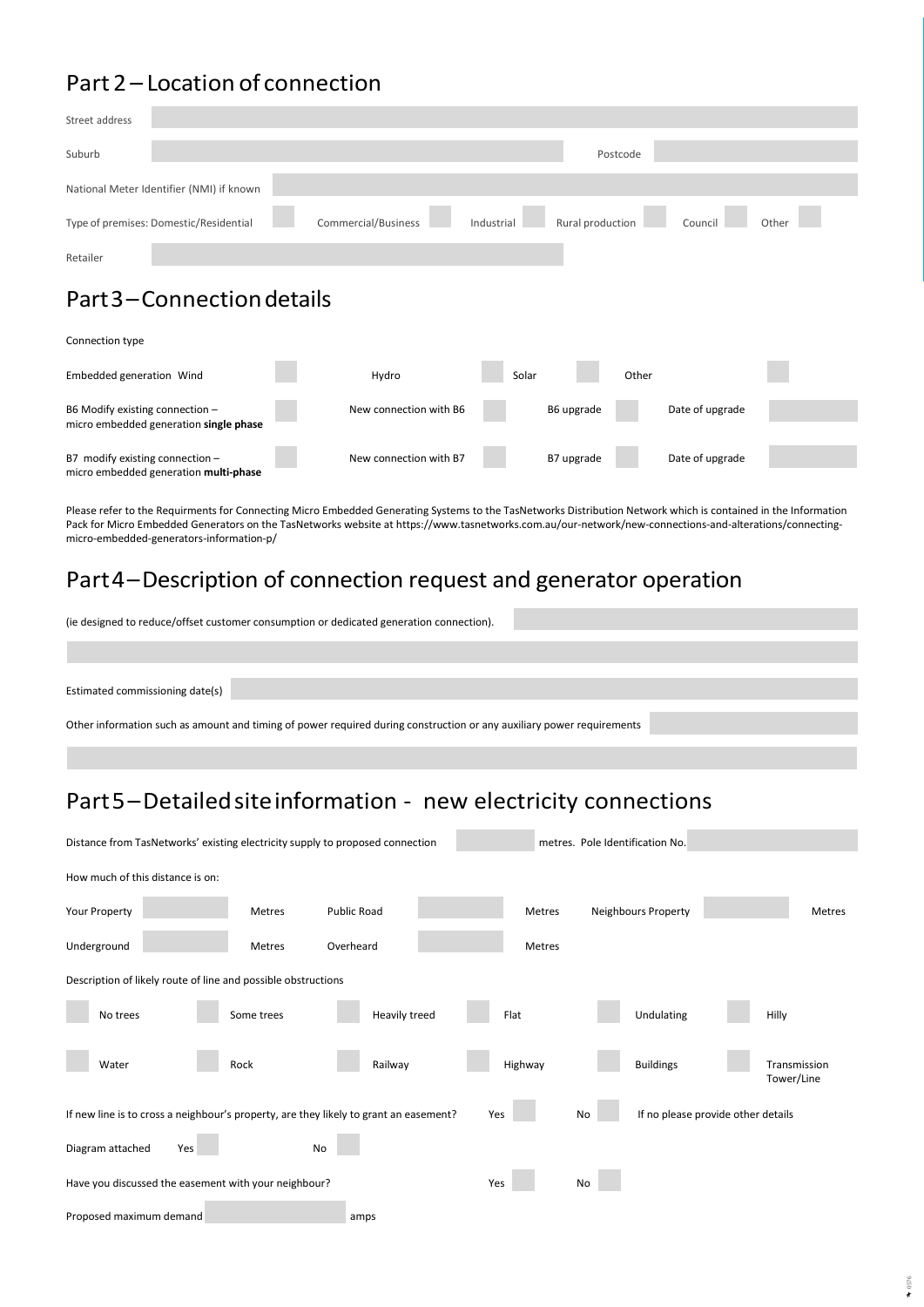## Part 2 – Location of connection

Street address

Suburb | Postcode

National Meter Identifier (NMI) if known

Type of premises: Domestic/Residential | Commercial/Business | Industrial | Rural production | Council | Other

Retailer

## Part 3 – Connection details

Connection type

| | | | | | | |
|---|---|---|---|---|---|---|
| Embedded generation Wind | | Hydro | | Solar | | Other |
| B6 Modify existing connection – micro embedded generation **single phase** | | New connection with B6 | | B6 upgrade | | Date of upgrade |
| B7 modify existing connection – micro embedded generation **multi-phase** | | New connection with B7 | | B7 upgrade | | Date of upgrade |

Please refer to the Requirments for Connecting Micro Embedded Generating Systems to the TasNetworks Distribution Network which is contained in the Information Pack for Micro Embedded Generators on the TasNetworks website at https://www.tasnetworks.com.au/our-network/new-connections-and-alterations/connecting-micro-embedded-generators-information-p/

## Part 4 – Description of connection request and generator operation

(ie designed to reduce/offset customer consumption or dedicated generation connection).

Estimated commissioning date(s)

Other information such as amount and timing of power required during construction or any auxiliary power requirements

## Part 5 – Detailed site information - new electricity connections

Distance from TasNetworks' existing electricity supply to proposed connection ____ metres. Pole Identification No.

How much of this distance is on:

| | | | | | | | |
|---|---|---|---|---|---|---|---|
| Your Property | Metres | Public Road | | Metres | Neighbours Property | | Metres |
| Underground | Metres | Overheard | | Metres | | | |

Description of likely route of line and possible obstructions

| | | | | | |
|---|---|---|---|---|---|
| No trees | Some trees | Heavily treed | Flat | Undulating | Hilly |
| Water | Rock | Railway | Highway | Buildings | Transmission Tower/Line |

If new line is to cross a neighbour's property, are they likely to grant an easement? Yes | No | If no please provide other details

Diagram attached Yes | No

Have you discussed the easement with your neighbour? Yes | No

Proposed maximum demand ____ amps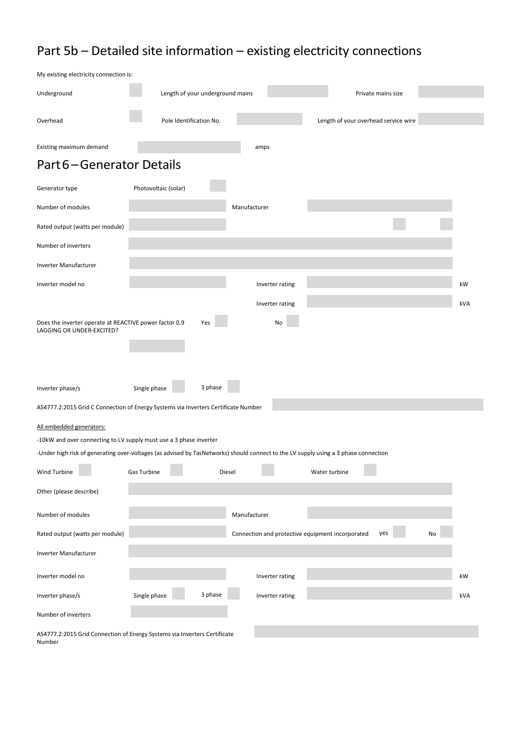# Part 5b – Detailed site information – existing electricity connections

My existing electricity connection is:

| | | | | | |
|---|---|---|---|---|---|
| Underground | | Length of your underground mains | | Private mains size | |
| Overhead | | Pole Identification No. | | Length of your overhead service wire | |

Existing maximum demand ______ amps

# Part 6 – Generator Details

| | | | | |
|---|---|---|---|---|
| Generator type | Photovoltaic (solar) | | | |
| Number of modules | | Manufacturer | | |
| Rated output (watts per module) | | | | |
| Number of inverters | | | | |
| Inverter Manufacturer | | | | |
| Inverter model no | | Inverter rating | | kW |
| | | Inverter rating | | kVA |

Does the inverter operate at REACTIVE power factor 0.9 LAGGING OR UNDER-EXCITED? Yes ☐ No ☐

Inverter phase/s: Single phase ☐ 3 phase ☐

AS4777.2:2015 Grid C Connection of Energy Systems via Inverters Certificate Number

All embedded generators:

-10kW and over connecting to LV supply must use a 3 phase inverter

-Under high risk of generating over-voltages (as advised by TasNetworks) should connect to the LV supply using a 3 phase connection

Wind Turbine ☐ Gas Turbine ☐ Diesel ☐ Water turbine ☐

| | | | | |
|---|---|---|---|---|
| Other (please describe) | | | | |
| Number of modules | | Manufacturer | | |
| Rated output (watts per module) | | Connection and protective equipment incorporated | yes ☐ No ☐ | |
| Inverter Manufacturer | | | | |
| Inverter model no | | Inverter rating | | kW |
| Inverter phase/s | Single phase ☐ 3 phase ☐ | Inverter rating | | kVA |
| Number of inverters | | | | |

AS4777.2:2015 Grid Connection of Energy Systems via Inverters Certificate Number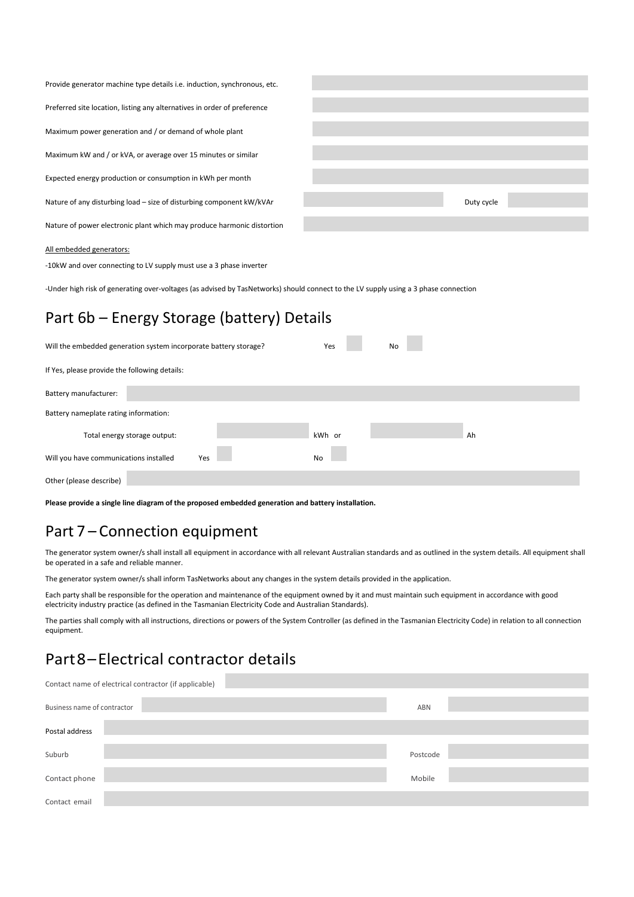Provide generator machine type details i.e. induction, synchronous, etc.

Preferred site location, listing any alternatives in order of preference

Maximum power generation and / or demand of whole plant

Maximum kW and / or kVA, or average over 15 minutes or similar

Expected energy production or consumption in kWh per month

Nature of any disturbing load – size of disturbing component kW/kVAr Duty cycle

Nature of power electronic plant which may produce harmonic distortion

All embedded generators:

-10kW and over connecting to LV supply must use a 3 phase inverter

-Under high risk of generating over-voltages (as advised by TasNetworks) should connect to the LV supply using a 3 phase connection

## Part 6b – Energy Storage (battery) Details

Will the embedded generation system incorporate battery storage? Yes No

If Yes, please provide the following details:

Battery manufacturer:

Battery nameplate rating information:

Total energy storage output: kWh or Ah

Will you have communications installed Yes No

Other (please describe)

**Please provide a single line diagram of the proposed embedded generation and battery installation.**

## Part 7 – Connection equipment

The generator system owner/s shall install all equipment in accordance with all relevant Australian standards and as outlined in the system details. All equipment shall be operated in a safe and reliable manner.

The generator system owner/s shall inform TasNetworks about any changes in the system details provided in the application.

Each party shall be responsible for the operation and maintenance of the equipment owned by it and must maintain such equipment in accordance with good electricity industry practice (as defined in the Tasmanian Electricity Code and Australian Standards).

The parties shall comply with all instructions, directions or powers of the System Controller (as defined in the Tasmanian Electricity Code) in relation to all connection equipment.

## Part 8 – Electrical contractor details

Contact name of electrical contractor (if applicable)

Business name of contractor ABN

Postal address

Suburb Postcode

Contact phone Mobile

Contact email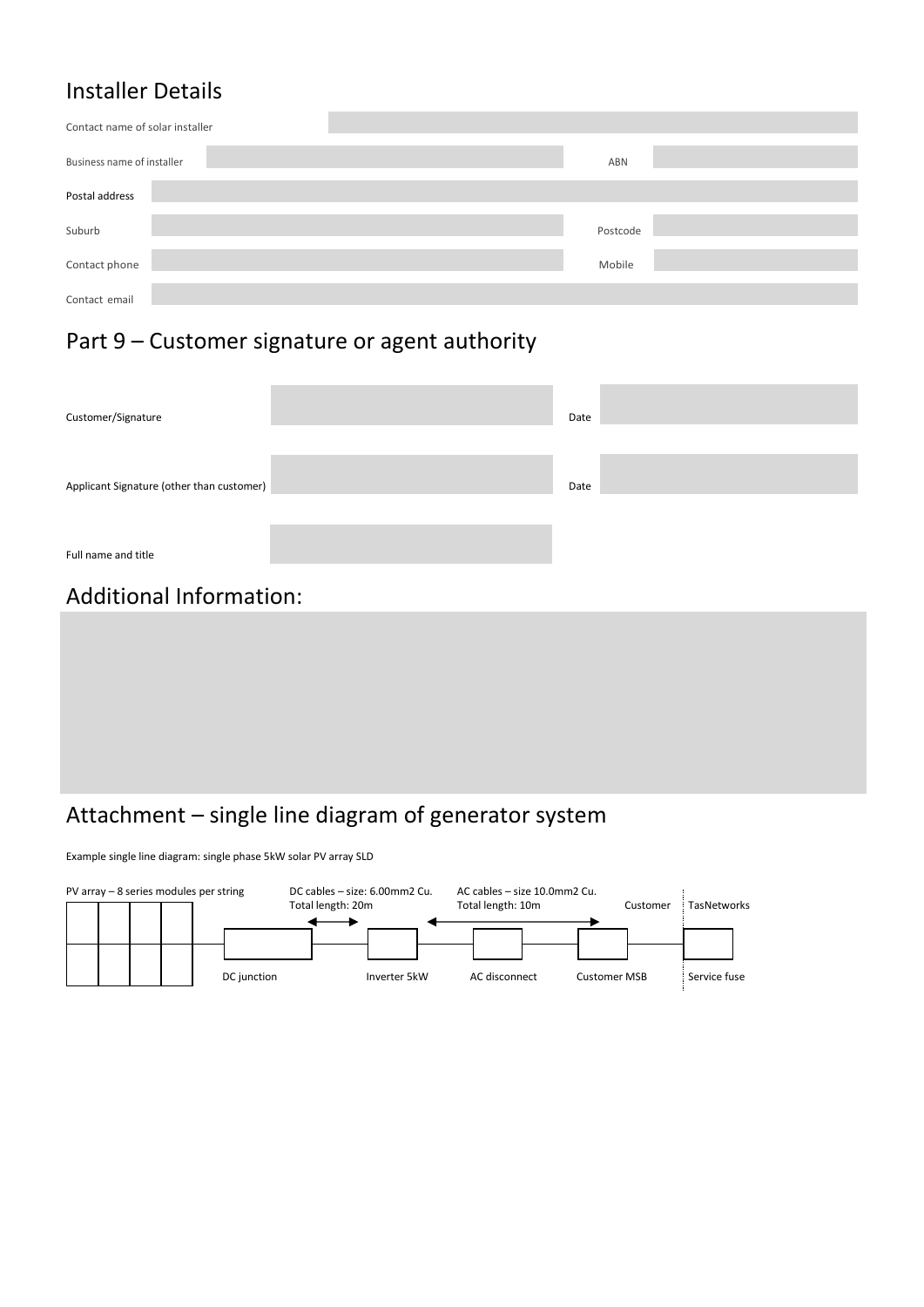## Installer Details

| | | | |
|---|---|---|---|
| Contact name of solar installer | | | |
| Business name of installer | | ABN | |
| Postal address | | | |
| Suburb | | Postcode | |
| Contact phone | | Mobile | |
| Contact email | | | |

## Part 9 – Customer signature or agent authority

| | | | |
|---|---|---|---|
| Customer/Signature | | Date | |
| Applicant Signature (other than customer) | | Date | |
| Full name and title | | | |

## Additional Information:

## Attachment – single line diagram of generator system

Example single line diagram: single phase 5kW solar PV array SLD

PV array – 8 series modules per string

DC cables – size: 6.00mm2 Cu.
Total length: 20m

AC cables – size 10.0mm2 Cu.
Total length: 10m

Customer

TasNetworks

DC junction

Inverter 5kW

AC disconnect

Customer MSB

Service fuse